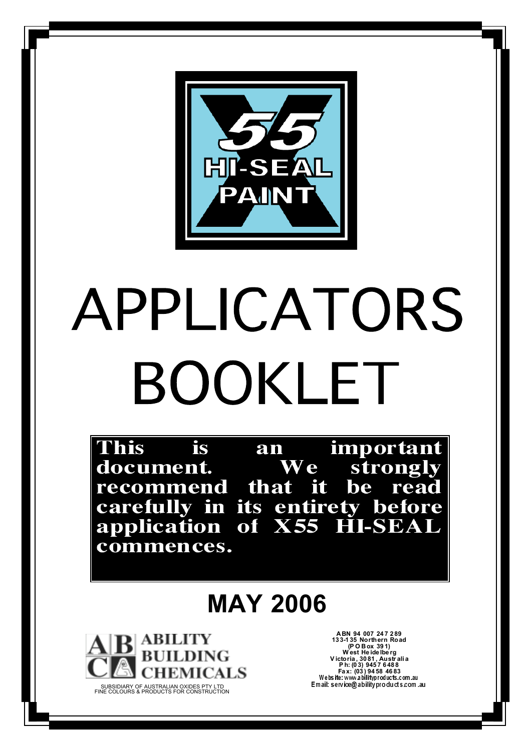X55 HI-SEAL PAINT

# APPLICATORS BOOKLET

**This is an important document. We strongly recommend that it be read carefully in its entirety before application of X55 HI-SEAL commences.**

## MAY 2006

ABILITY BUILDING CHEMICALS

SUBSIDIARY OF AUSTRALIAN OXIDES PTY LTD
FINE COLOURS & PRODUCTS FOR CONSTRUCTION

ABN 94 007 247 289
133-135 Northern Road
(P O Box 391)
West Heidelberg
Victoria, 3081, Australia
Ph: (03) 9457 6488
Fax: (03) 9458 4683
Website: www.abilityproducts.com.au
Email: service@abilityproducts.com.au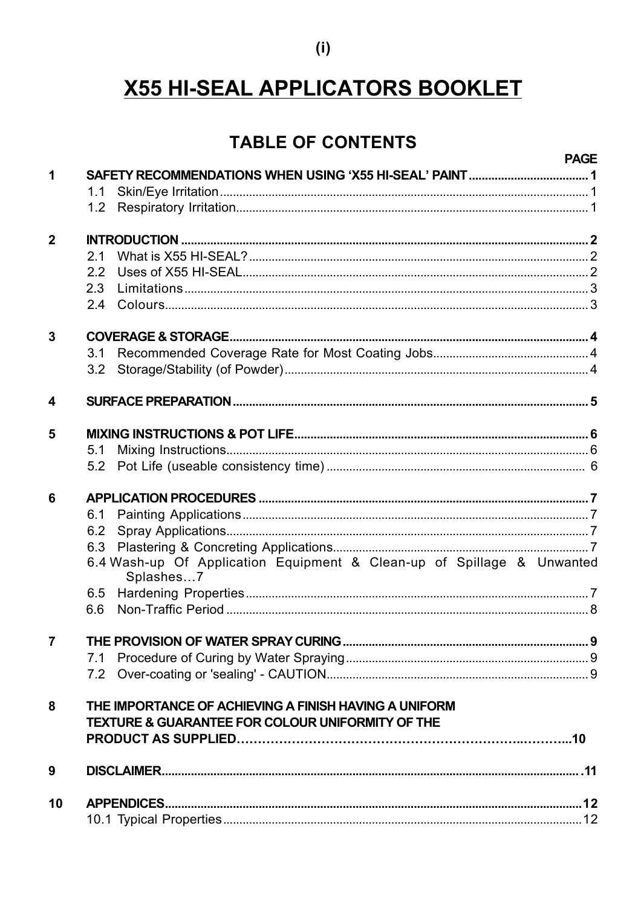# X55 HI-SEAL APPLICATORS BOOKLET

## TABLE OF CONTENTS

| | | PAGE |
|---|---|---|
| **1** | **SAFETY RECOMMENDATIONS WHEN USING 'X55 HI-SEAL' PAINT** | **1** |
| | 1.1 Skin/Eye Irritation | 1 |
| | 1.2 Respiratory Irritation | 1 |
| **2** | **INTRODUCTION** | **2** |
| | 2.1 What is X55 HI-SEAL? | 2 |
| | 2.2 Uses of X55 HI-SEAL | 2 |
| | 2.3 Limitations | 3 |
| | 2.4 Colours | 3 |
| **3** | **COVERAGE & STORAGE** | **4** |
| | 3.1 Recommended Coverage Rate for Most Coating Jobs | 4 |
| | 3.2 Storage/Stability (of Powder) | 4 |
| **4** | **SURFACE PREPARATION** | **5** |
| **5** | **MIXING INSTRUCTIONS & POT LIFE** | **6** |
| | 5.1 Mixing Instructions | 6 |
| | 5.2 Pot Life (useable consistency time) | 6 |
| **6** | **APPLICATION PROCEDURES** | **7** |
| | 6.1 Painting Applications | 7 |
| | 6.2 Spray Applications | 7 |
| | 6.3 Plastering & Concreting Applications | 7 |
| | 6.4 Wash-up Of Application Equipment & Clean-up of Spillage & Unwanted Splashes | 7 |
| | 6.5 Hardening Properties | 7 |
| | 6.6 Non-Traffic Period | 8 |
| **7** | **THE PROVISION OF WATER SPRAY CURING** | **9** |
| | 7.1 Procedure of Curing by Water Spraying | 9 |
| | 7.2 Over-coating or 'sealing' - CAUTION | 9 |
| **8** | **THE IMPORTANCE OF ACHIEVING A FINISH HAVING A UNIFORM TEXTURE & GUARANTEE FOR COLOUR UNIFORMITY OF THE PRODUCT AS SUPPLIED** | **10** |
| **9** | **DISCLAIMER** | **11** |
| **10** | **APPENDICES** | **12** |
| | 10.1 Typical Properties | 12 |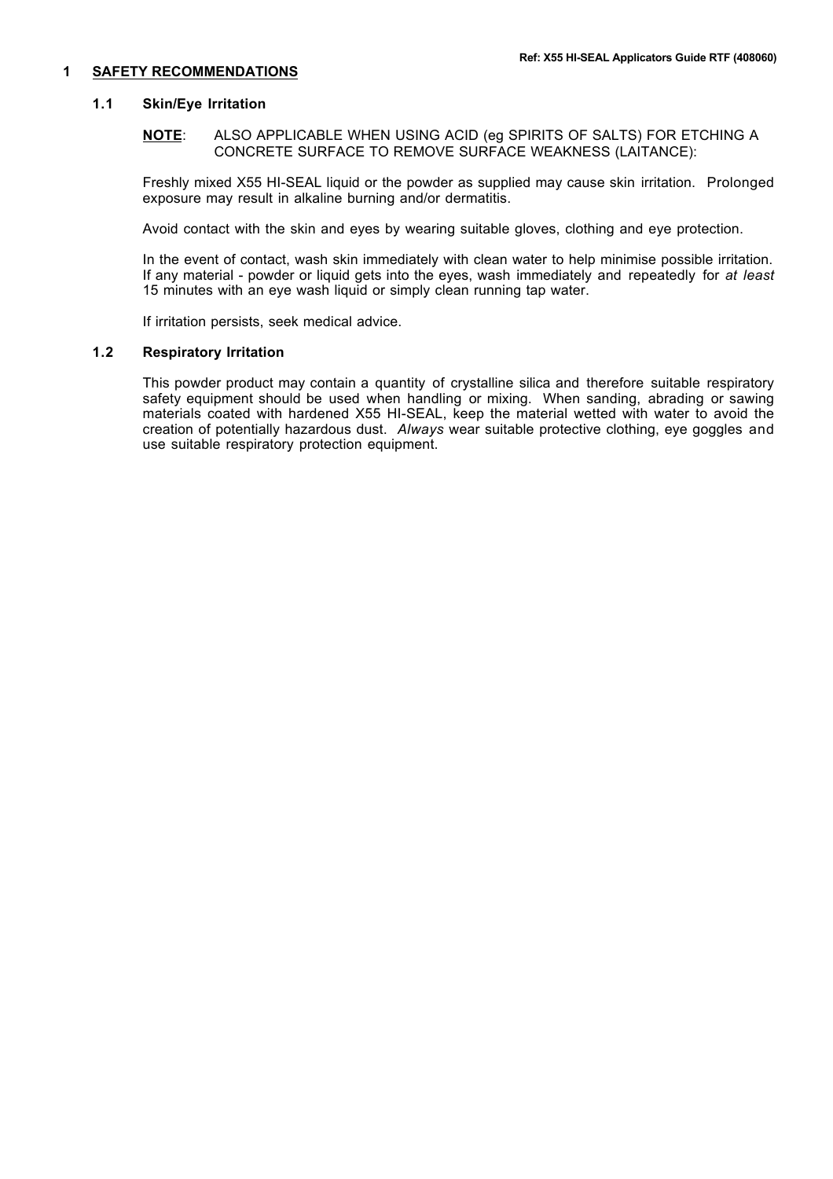# 1 SAFETY RECOMMENDATIONS

## 1.1 Skin/Eye Irritation

**NOTE**: ALSO APPLICABLE WHEN USING ACID (eg SPIRITS OF SALTS) FOR ETCHING A CONCRETE SURFACE TO REMOVE SURFACE WEAKNESS (LAITANCE):

Freshly mixed X55 HI-SEAL liquid or the powder as supplied may cause skin irritation. Prolonged exposure may result in alkaline burning and/or dermatitis.

Avoid contact with the skin and eyes by wearing suitable gloves, clothing and eye protection.

In the event of contact, wash skin immediately with clean water to help minimise possible irritation. If any material - powder or liquid gets into the eyes, wash immediately and repeatedly for *at least* 15 minutes with an eye wash liquid or simply clean running tap water.

If irritation persists, seek medical advice.

## 1.2 Respiratory Irritation

This powder product may contain a quantity of crystalline silica and therefore suitable respiratory safety equipment should be used when handling or mixing. When sanding, abrading or sawing materials coated with hardened X55 HI-SEAL, keep the material wetted with water to avoid the creation of potentially hazardous dust. *Always* wear suitable protective clothing, eye goggles and use suitable respiratory protection equipment.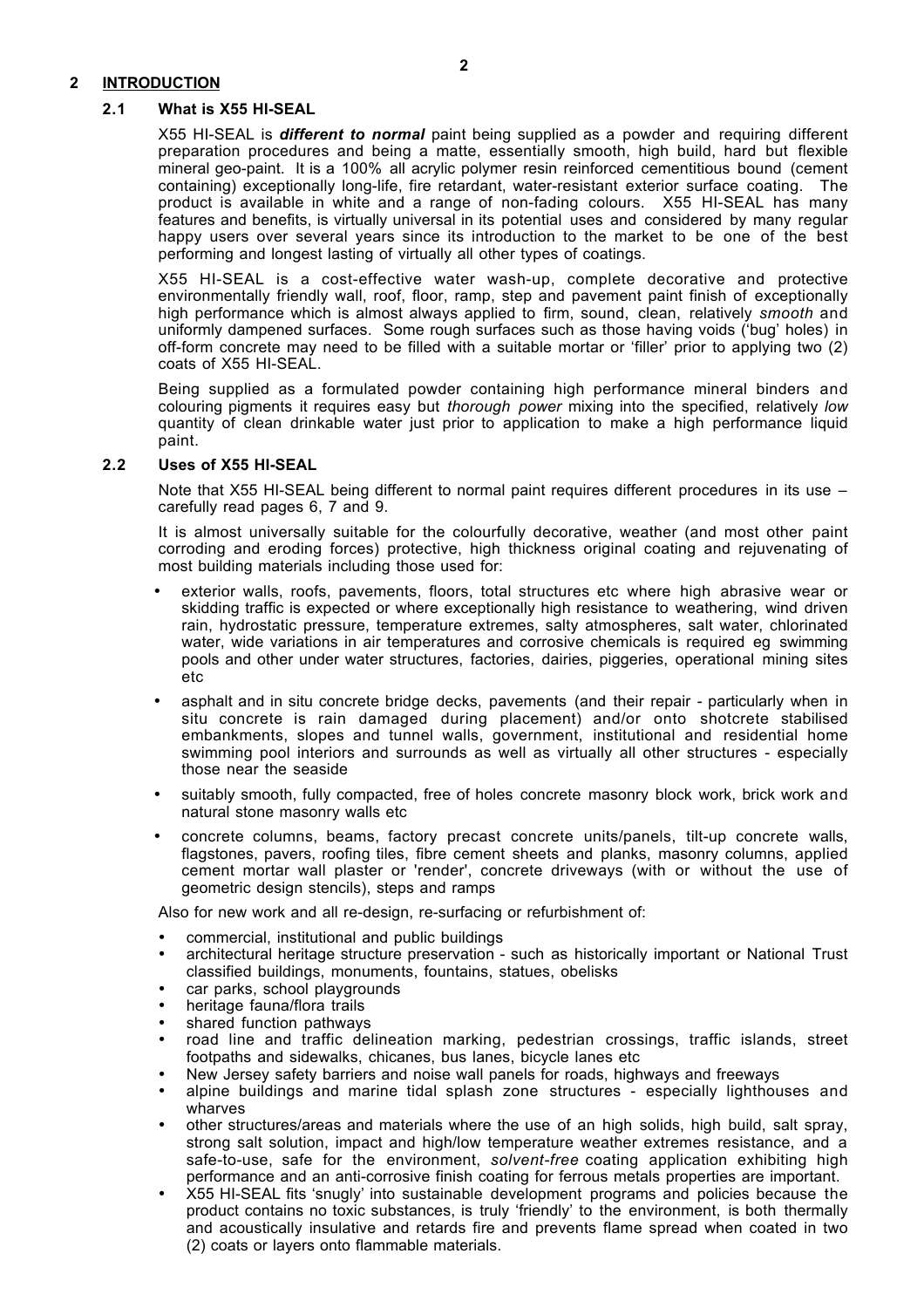## 2 INTRODUCTION

### 2.1 What is X55 HI-SEAL

X55 HI-SEAL is ***different to normal*** paint being supplied as a powder and requiring different preparation procedures and being a matte, essentially smooth, high build, hard but flexible mineral geo-paint. It is a 100% all acrylic polymer resin reinforced cementitious bound (cement containing) exceptionally long-life, fire retardant, water-resistant exterior surface coating. The product is available in white and a range of non-fading colours. X55 HI-SEAL has many features and benefits, is virtually universal in its potential uses and considered by many regular happy users over several years since its introduction to the market to be one of the best performing and longest lasting of virtually all other types of coatings.

X55 HI-SEAL is a cost-effective water wash-up, complete decorative and protective environmentally friendly wall, roof, floor, ramp, step and pavement paint finish of exceptionally high performance which is almost always applied to firm, sound, clean, relatively *smooth* and uniformly dampened surfaces. Some rough surfaces such as those having voids ('bug' holes) in off-form concrete may need to be filled with a suitable mortar or 'filler' prior to applying two (2) coats of X55 HI-SEAL.

Being supplied as a formulated powder containing high performance mineral binders and colouring pigments it requires easy but *thorough power* mixing into the specified, relatively *low* quantity of clean drinkable water just prior to application to make a high performance liquid paint.

### 2.2 Uses of X55 HI-SEAL

Note that X55 HI-SEAL being different to normal paint requires different procedures in its use – carefully read pages 6, 7 and 9.

It is almost universally suitable for the colourfully decorative, weather (and most other paint corroding and eroding forces) protective, high thickness original coating and rejuvenating of most building materials including those used for:

- exterior walls, roofs, pavements, floors, total structures etc where high abrasive wear or skidding traffic is expected or where exceptionally high resistance to weathering, wind driven rain, hydrostatic pressure, temperature extremes, salty atmospheres, salt water, chlorinated water, wide variations in air temperatures and corrosive chemicals is required eg swimming pools and other under water structures, factories, dairies, piggeries, operational mining sites etc
- asphalt and in situ concrete bridge decks, pavements (and their repair - particularly when in situ concrete is rain damaged during placement) and/or onto shotcrete stabilised embankments, slopes and tunnel walls, government, institutional and residential home swimming pool interiors and surrounds as well as virtually all other structures - especially those near the seaside
- suitably smooth, fully compacted, free of holes concrete masonry block work, brick work and natural stone masonry walls etc
- concrete columns, beams, factory precast concrete units/panels, tilt-up concrete walls, flagstones, pavers, roofing tiles, fibre cement sheets and planks, masonry columns, applied cement mortar wall plaster or 'render', concrete driveways (with or without the use of geometric design stencils), steps and ramps

Also for new work and all re-design, re-surfacing or refurbishment of:

- commercial, institutional and public buildings
- architectural heritage structure preservation - such as historically important or National Trust classified buildings, monuments, fountains, statues, obelisks
- car parks, school playgrounds
- heritage fauna/flora trails
- shared function pathways
- road line and traffic delineation marking, pedestrian crossings, traffic islands, street footpaths and sidewalks, chicanes, bus lanes, bicycle lanes etc
- New Jersey safety barriers and noise wall panels for roads, highways and freeways
- alpine buildings and marine tidal splash zone structures - especially lighthouses and wharves
- other structures/areas and materials where the use of an high solids, high build, salt spray, strong salt solution, impact and high/low temperature weather extremes resistance, and a safe-to-use, safe for the environment, *solvent-free* coating application exhibiting high performance and an anti-corrosive finish coating for ferrous metals properties are important.
- X55 HI-SEAL fits 'snugly' into sustainable development programs and policies because the product contains no toxic substances, is truly 'friendly' to the environment, is both thermally and acoustically insulative and retards fire and prevents flame spread when coated in two (2) coats or layers onto flammable materials.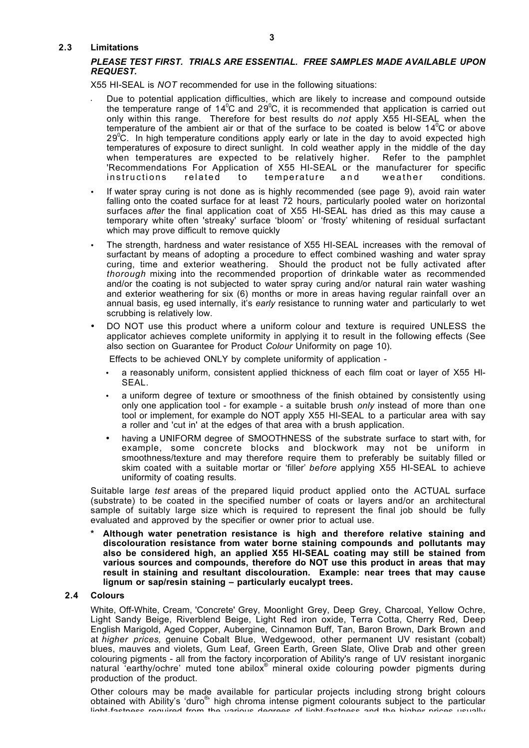### 2.3 Limitations

***PLEASE TEST FIRST. TRIALS ARE ESSENTIAL. FREE SAMPLES MADE AVAILABLE UPON REQUEST.***

X55 HI-SEAL is *NOT* recommended for use in the following situations:

- Due to potential application difficulties, which are likely to increase and compound outside the temperature range of 14$^0$C and 29$^0$C, it is recommended that application is carried out only within this range. Therefore for best results do *not* apply X55 HI-SEAL when the temperature of the ambient air or that of the surface to be coated is below 14$^0$C or above 29$^0$C. In high temperature conditions apply early or late in the day to avoid expected high temperatures of exposure to direct sunlight. In cold weather apply in the middle of the day when temperatures are expected to be relatively higher. Refer to the pamphlet 'Recommendations For Application of X55 HI-SEAL or the manufacturer for specific instructions related to temperature and weather conditions.
- If water spray curing is not done as is highly recommended (see page 9), avoid rain water falling onto the coated surface for at least 72 hours, particularly pooled water on horizontal surfaces *after* the final application coat of X55 HI-SEAL has dried as this may cause a temporary white often 'streaky' surface 'bloom' or 'frosty' whitening of residual surfactant which may prove difficult to remove quickly
- The strength, hardness and water resistance of X55 HI-SEAL increases with the removal of surfactant by means of adopting a procedure to effect combined washing and water spray curing, time and exterior weathering. Should the product not be fully activated after *thorough* mixing into the recommended proportion of drinkable water as recommended and/or the coating is not subjected to water spray curing and/or natural rain water washing and exterior weathering for six (6) months or more in areas having regular rainfall over an annual basis, eg used internally, it's *early* resistance to running water and particularly to wet scrubbing is relatively low.
- DO NOT use this product where a uniform colour and texture is required UNLESS the applicator achieves complete uniformity in applying it to result in the following effects (See also section on Guarantee for Product *Colour* Uniformity on page 10).

  Effects to be achieved ONLY by complete uniformity of application -

  - a reasonably uniform, consistent applied thickness of each film coat or layer of X55 HI-SEAL.
  - a uniform degree of texture or smoothness of the finish obtained by consistently using only one application tool - for example - a suitable brush *only* instead of more than one tool or implement, for example do NOT apply X55 HI-SEAL to a particular area with say a roller and 'cut in' at the edges of that area with a brush application.
  - having a UNIFORM degree of SMOOTHNESS of the substrate surface to start with, for example, some concrete blocks and blockwork may not be uniform in smoothness/texture and may therefore require them to preferably be suitably filled or skim coated with a suitable mortar or 'filler' *before* applying X55 HI-SEAL to achieve uniformity of coating results.

Suitable large *test* areas of the prepared liquid product applied onto the ACTUAL surface (substrate) to be coated in the specified number of coats or layers and/or an architectural sample of suitably large size which is required to represent the final job should be fully evaluated and approved by the specifier or owner prior to actual use.

**\* Although water penetration resistance is high and therefore relative staining and discolouration resistance from water borne staining compounds and pollutants may also be considered high, an applied X55 HI-SEAL coating may still be stained from various sources and compounds, therefore do NOT use this product in areas that may result in staining and resultant discolouration. Example: near trees that may cause lignum or sap/resin staining – particularly eucalypt trees.**

### 2.4 Colours

White, Off-White, Cream, 'Concrete' Grey, Moonlight Grey, Deep Grey, Charcoal, Yellow Ochre, Light Sandy Beige, Riverblend Beige, Light Red iron oxide, Terra Cotta, Cherry Red, Deep English Marigold, Aged Copper, Aubergine, Cinnamon Buff, Tan, Baron Brown, Dark Brown and at *higher prices,* genuine Cobalt Blue, Wedgewood, other permanent UV resistant (cobalt) blues, mauves and violets, Gum Leaf, Green Earth, Green Slate, Olive Drab and other green colouring pigments - all from the factory incorporation of Ability's range of UV resistant inorganic natural 'earthy/ochre' muted tone abilox® mineral oxide colouring powder pigments during production of the product.

Other colours may be made available for particular projects including strong bright colours obtained with Ability's 'duro®' high chroma intense pigment colourants subject to the particular light-fastness required from the various degrees of light-fastness and the higher prices usually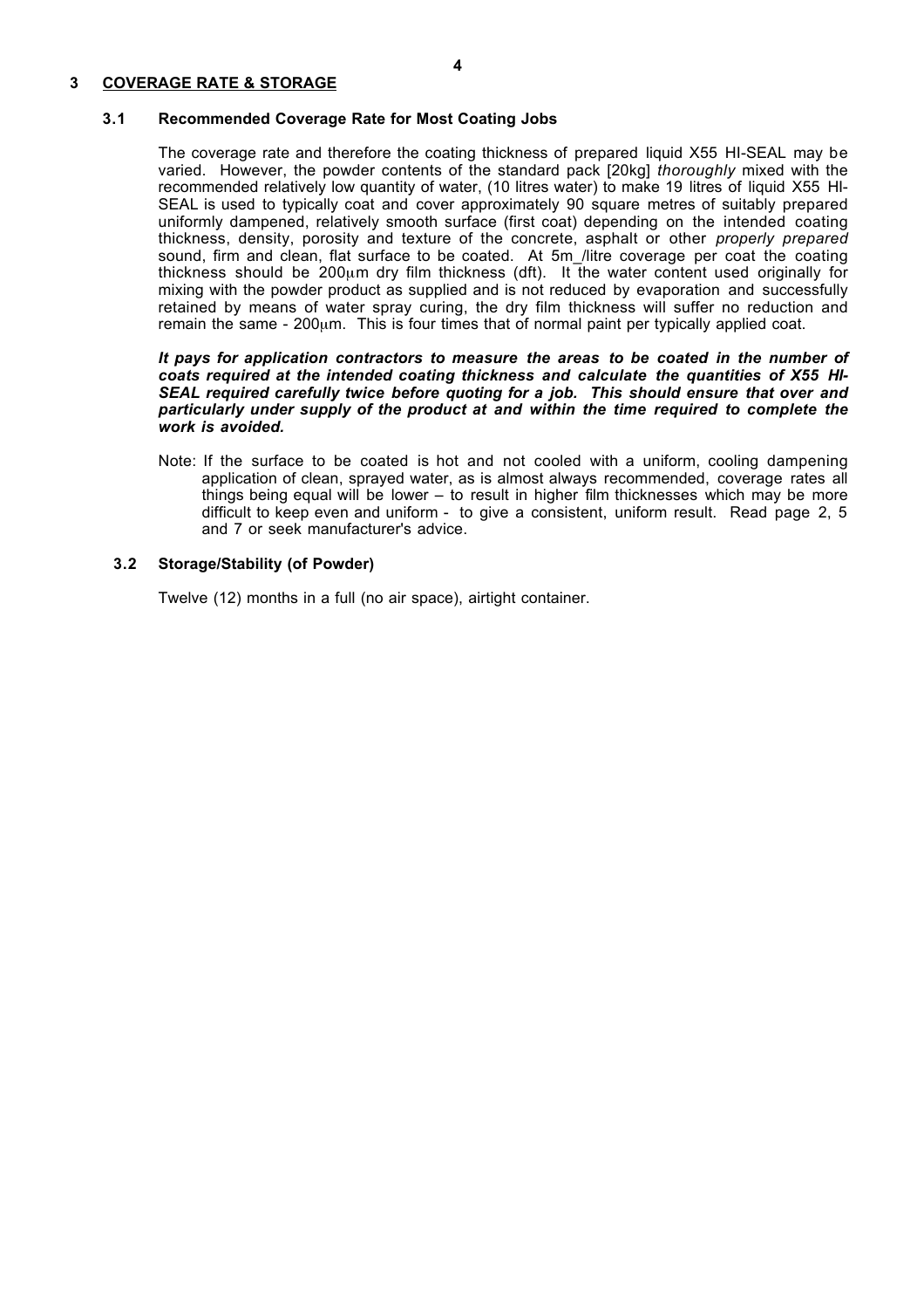## 3 COVERAGE RATE & STORAGE

### 3.1 Recommended Coverage Rate for Most Coating Jobs

The coverage rate and therefore the coating thickness of prepared liquid X55 HI-SEAL may be varied. However, the powder contents of the standard pack [20kg] *thoroughly* mixed with the recommended relatively low quantity of water, (10 litres water) to make 19 litres of liquid X55 HI-SEAL is used to typically coat and cover approximately 90 square metres of suitably prepared uniformly dampened, relatively smooth surface (first coat) depending on the intended coating thickness, density, porosity and texture of the concrete, asphalt or other *properly prepared* sound, firm and clean, flat surface to be coated. At 5m_/litre coverage per coat the coating thickness should be 200μm dry film thickness (dft). It the water content used originally for mixing with the powder product as supplied and is not reduced by evaporation and successfully retained by means of water spray curing, the dry film thickness will suffer no reduction and remain the same - 200μm. This is four times that of normal paint per typically applied coat.

***It pays for application contractors to measure the areas to be coated in the number of coats required at the intended coating thickness and calculate the quantities of X55 HI-SEAL required carefully twice before quoting for a job. This should ensure that over and particularly under supply of the product at and within the time required to complete the work is avoided.***

Note: If the surface to be coated is hot and not cooled with a uniform, cooling dampening application of clean, sprayed water, as is almost always recommended, coverage rates all things being equal will be lower – to result in higher film thicknesses which may be more difficult to keep even and uniform - to give a consistent, uniform result. Read page 2, 5 and 7 or seek manufacturer's advice.

### 3.2 Storage/Stability (of Powder)

Twelve (12) months in a full (no air space), airtight container.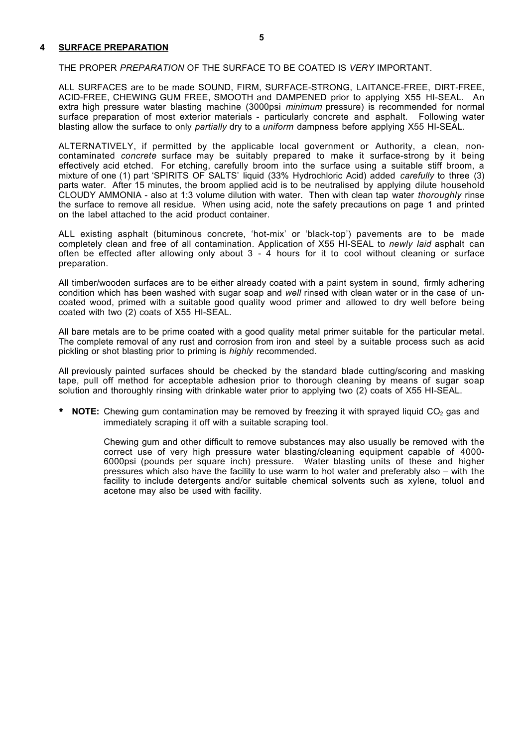## 4 SURFACE PREPARATION

THE PROPER *PREPARATION* OF THE SURFACE TO BE COATED IS *VERY* IMPORTANT.

ALL SURFACES are to be made SOUND, FIRM, SURFACE-STRONG, LAITANCE-FREE, DIRT-FREE, ACID-FREE, CHEWING GUM FREE, SMOOTH and DAMPENED prior to applying X55 HI-SEAL. An extra high pressure water blasting machine (3000psi *minimum* pressure) is recommended for normal surface preparation of most exterior materials - particularly concrete and asphalt. Following water blasting allow the surface to only *partially* dry to a *uniform* dampness before applying X55 HI-SEAL.

ALTERNATIVELY, if permitted by the applicable local government or Authority, a clean, non-contaminated *concrete* surface may be suitably prepared to make it surface-strong by it being effectively acid etched. For etching, carefully broom into the surface using a suitable stiff broom, a mixture of one (1) part 'SPIRITS OF SALTS' liquid (33% Hydrochloric Acid) added *carefully* to three (3) parts water. After 15 minutes, the broom applied acid is to be neutralised by applying dilute household CLOUDY AMMONIA - also at 1:3 volume dilution with water. Then with clean tap water *thoroughly* rinse the surface to remove all residue. When using acid, note the safety precautions on page 1 and printed on the label attached to the acid product container.

ALL existing asphalt (bituminous concrete, 'hot-mix' or 'black-top') pavements are to be made completely clean and free of all contamination. Application of X55 HI-SEAL to *newly laid* asphalt can often be effected after allowing only about 3 - 4 hours for it to cool without cleaning or surface preparation.

All timber/wooden surfaces are to be either already coated with a paint system in sound, firmly adhering condition which has been washed with sugar soap and *well* rinsed with clean water or in the case of un-coated wood, primed with a suitable good quality wood primer and allowed to dry well before being coated with two (2) coats of X55 HI-SEAL.

All bare metals are to be prime coated with a good quality metal primer suitable for the particular metal. The complete removal of any rust and corrosion from iron and steel by a suitable process such as acid pickling or shot blasting prior to priming is *highly* recommended.

All previously painted surfaces should be checked by the standard blade cutting/scoring and masking tape, pull off method for acceptable adhesion prior to thorough cleaning by means of sugar soap solution and thoroughly rinsing with drinkable water prior to applying two (2) coats of X55 HI-SEAL.

\* **NOTE:** Chewing gum contamination may be removed by freezing it with sprayed liquid $CO_2$ gas and immediately scraping it off with a suitable scraping tool.

Chewing gum and other difficult to remove substances may also usually be removed with the correct use of very high pressure water blasting/cleaning equipment capable of 4000-6000psi (pounds per square inch) pressure. Water blasting units of these and higher pressures which also have the facility to use warm to hot water and preferably also – with the facility to include detergents and/or suitable chemical solvents such as xylene, toluol and acetone may also be used with facility.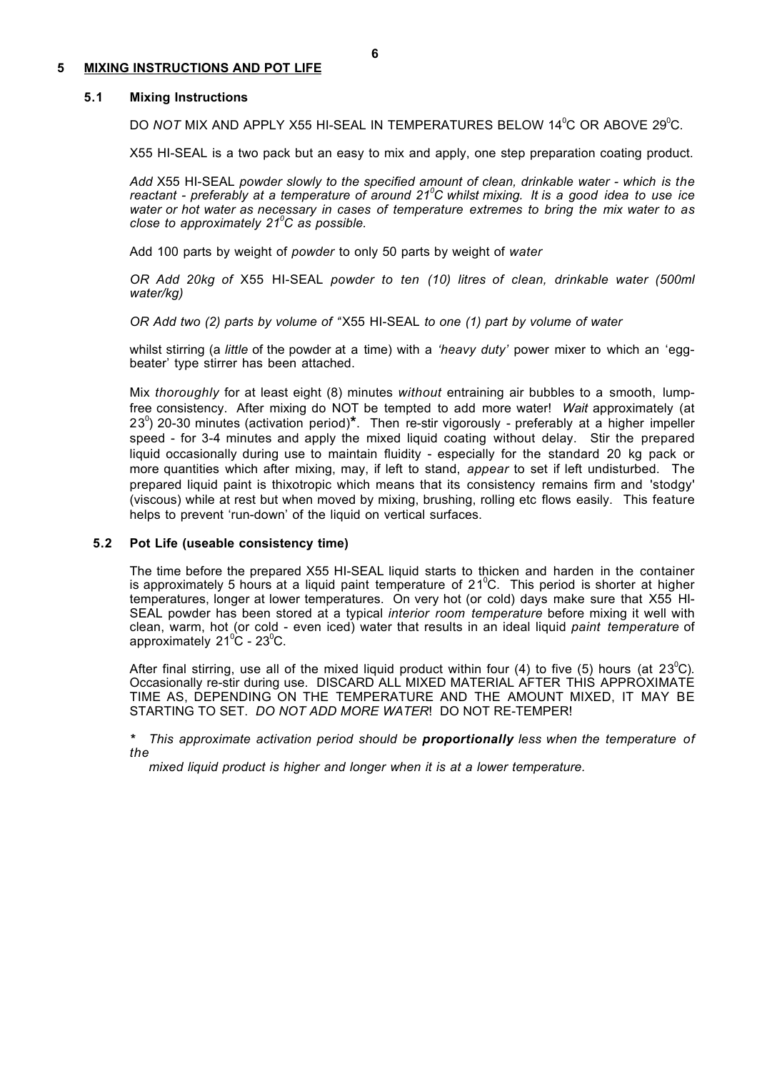## 5 MIXING INSTRUCTIONS AND POT LIFE

### 5.1 Mixing Instructions

DO *NOT* MIX AND APPLY X55 HI-SEAL IN TEMPERATURES BELOW 14$^0$C OR ABOVE 29$^0$C.

X55 HI-SEAL is a two pack but an easy to mix and apply, one step preparation coating product.

*Add* X55 HI-SEAL *powder slowly to the specified amount of clean, drinkable water - which is the reactant - preferably at a temperature of around 21$^0$C whilst mixing. It is a good idea to use ice water or hot water as necessary in cases of temperature extremes to bring the mix water to as close to approximately 21$^0$C as possible.*

Add 100 parts by weight of *powder* to only 50 parts by weight of *water*

*OR Add 20kg of* X55 HI-SEAL *powder to ten (10) litres of clean, drinkable water (500ml water/kg)*

*OR Add two (2) parts by volume of* "X55 HI-SEAL *to one (1) part by volume of water*

whilst stirring (a *little* of the powder at a time) with a *'heavy duty'* power mixer to which an 'egg-beater' type stirrer has been attached.

Mix *thoroughly* for at least eight (8) minutes *without* entraining air bubbles to a smooth, lump-free consistency. After mixing do NOT be tempted to add more water! *Wait* approximately (at 23$^0$) 20-30 minutes (activation period)**\***. Then re-stir vigorously - preferably at a higher impeller speed - for 3-4 minutes and apply the mixed liquid coating without delay. Stir the prepared liquid occasionally during use to maintain fluidity - especially for the standard 20 kg pack or more quantities which after mixing, may, if left to stand, *appear* to set if left undisturbed. The prepared liquid paint is thixotropic which means that its consistency remains firm and 'stodgy' (viscous) while at rest but when moved by mixing, brushing, rolling etc flows easily. This feature helps to prevent 'run-down' of the liquid on vertical surfaces.

### 5.2 Pot Life (useable consistency time)

The time before the prepared X55 HI-SEAL liquid starts to thicken and harden in the container is approximately 5 hours at a liquid paint temperature of 21$^0$C. This period is shorter at higher temperatures, longer at lower temperatures. On very hot (or cold) days make sure that X55 HI-SEAL powder has been stored at a typical *interior room temperature* before mixing it well with clean, warm, hot (or cold - even iced) water that results in an ideal liquid *paint temperature* of approximately 21$^0$C - 23$^0$C.

After final stirring, use all of the mixed liquid product within four (4) to five (5) hours (at 23$^0$C). Occasionally re-stir during use. DISCARD ALL MIXED MATERIAL AFTER THIS APPROXIMATE TIME AS, DEPENDING ON THE TEMPERATURE AND THE AMOUNT MIXED, IT MAY BE STARTING TO SET. *DO NOT ADD MORE WATER*! DO NOT RE-TEMPER!

*\* This approximate activation period should be **proportionally** less when the temperature of the mixed liquid product is higher and longer when it is at a lower temperature.*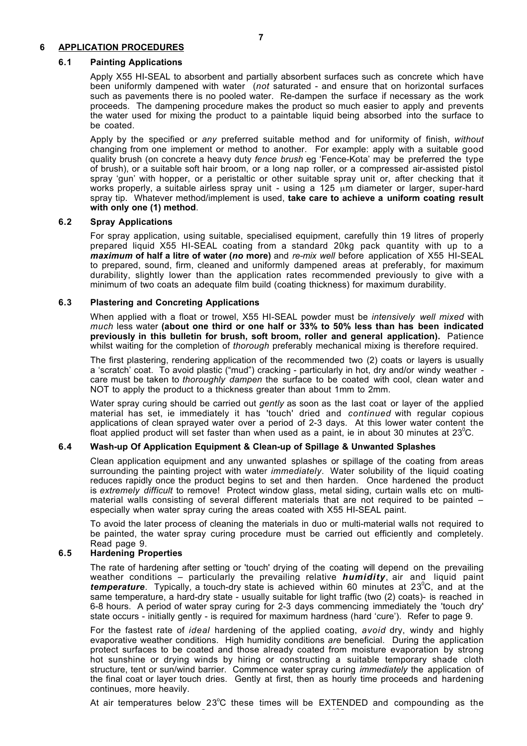## 6 APPLICATION PROCEDURES

### 6.1 Painting Applications

Apply X55 HI-SEAL to absorbent and partially absorbent surfaces such as concrete which have been uniformly dampened with water (*not* saturated - and ensure that on horizontal surfaces such as pavements there is no pooled water. Re-dampen the surface if necessary as the work proceeds. The dampening procedure makes the product so much easier to apply and prevents the water used for mixing the product to a paintable liquid being absorbed into the surface to be coated.

Apply by the specified or *any* preferred suitable method and for uniformity of finish, *without* changing from one implement or method to another. For example: apply with a suitable good quality brush (on concrete a heavy duty *fence brush* eg 'Fence-Kota' may be preferred the type of brush), or a suitable soft hair broom, or a long nap roller, or a compressed air-assisted pistol spray 'gun' with hopper, or a peristaltic or other suitable spray unit or, after checking that it works properly, a suitable airless spray unit - using a 125 µm diameter or larger, super-hard spray tip. Whatever method/implement is used, **take care to achieve a uniform coating result with only one (1) method**.

### 6.2 Spray Applications

For spray application, using suitable, specialised equipment, carefully thin 19 litres of properly prepared liquid X55 HI-SEAL coating from a standard 20kg pack quantity with up to a ***maximum* of half a litre of water (*no* more)** and *re-mix well* before application of X55 HI-SEAL to prepared, sound, firm, cleaned and uniformly dampened areas at preferably, for maximum durability, slightly lower than the application rates recommended previously to give with a minimum of two coats an adequate film build (coating thickness) for maximum durability.

### 6.3 Plastering and Concreting Applications

When applied with a float or trowel, X55 HI-SEAL powder must be *intensively well mixed* with *much* less water **(about one third or one half or 33% to 50% less than has been indicated previously in this bulletin for brush, soft broom, roller and general application).** Patience whilst waiting for the completion of *thorough* preferably mechanical mixing is therefore required.

The first plastering, rendering application of the recommended two (2) coats or layers is usually a 'scratch' coat. To avoid plastic ("mud") cracking - particularly in hot, dry and/or windy weather - care must be taken to *thoroughly dampen* the surface to be coated with cool, clean water and NOT to apply the product to a thickness greater than about 1mm to 2mm.

Water spray curing should be carried out *gently* as soon as the last coat or layer of the applied material has set, ie immediately it has 'touch' dried and *continued* with regular copious applications of clean sprayed water over a period of 2-3 days. At this lower water content the float applied product will set faster than when used as a paint, ie in about 30 minutes at 23$^0$C.

### 6.4 Wash-up Of Application Equipment & Clean-up of Spillage & Unwanted Splashes

Clean application equipment and any unwanted splashes or spillage of the coating from areas surrounding the painting project with water *immediately*. Water solubility of the liquid coating reduces rapidly once the product begins to set and then harden. Once hardened the product is *extremely difficult* to remove! Protect window glass, metal siding, curtain walls etc on multi-material walls consisting of several different materials that are not required to be painted – especially when water spray curing the areas coated with X55 HI-SEAL paint.

To avoid the later process of cleaning the materials in duo or multi-material walls not required to be painted, the water spray curing procedure must be carried out efficiently and completely. Read page 9.

### 6.5 Hardening Properties

The rate of hardening after setting or 'touch' drying of the coating will depend on the prevailing weather conditions – particularly the prevailing relative ***humidity***, air and liquid paint ***temperature***. Typically, a touch-dry state is achieved within 60 minutes at 23$^0$C, and at the same temperature, a hard-dry state - usually suitable for light traffic (two (2) coats)- is reached in 6-8 hours. A period of water spray curing for 2-3 days commencing immediately the 'touch dry' state occurs - initially gently - is required for maximum hardness (hard 'cure'). Refer to page 9.

For the fastest rate of *ideal* hardening of the applied coating, *avoid* dry, windy and highly evaporative weather conditions. High humidity conditions *are* beneficial. During the application protect surfaces to be coated and those already coated from moisture evaporation by strong hot sunshine or drying winds by hiring or constructing a suitable temporary shade cloth structure, tent or sun/wind barrier. Commence water spray curing *immediately* the application of the final coat or layer touch dries. Gently at first, then as hourly time proceeds and hardening continues, more heavily.

At air temperatures below 23$^o$C these times will be EXTENDED and compounding as the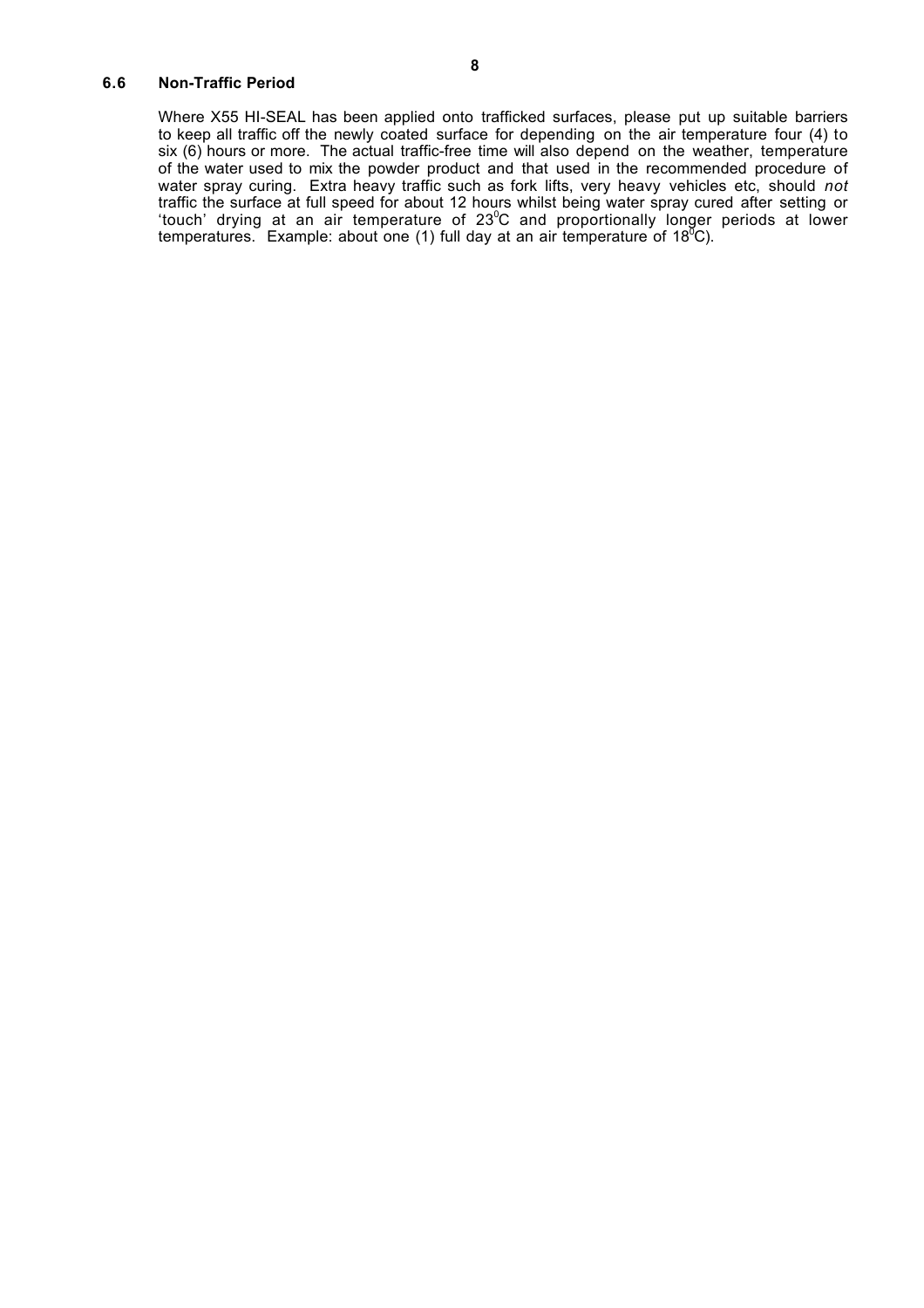### 6.6 Non-Traffic Period

Where X55 HI-SEAL has been applied onto trafficked surfaces, please put up suitable barriers to keep all traffic off the newly coated surface for depending on the air temperature four (4) to six (6) hours or more. The actual traffic-free time will also depend on the weather, temperature of the water used to mix the powder product and that used in the recommended procedure of water spray curing. Extra heavy traffic such as fork lifts, very heavy vehicles etc, should *not* traffic the surface at full speed for about 12 hours whilst being water spray cured after setting or 'touch' drying at an air temperature of $23^0$C and proportionally longer periods at lower temperatures. Example: about one (1) full day at an air temperature of $18^0$C).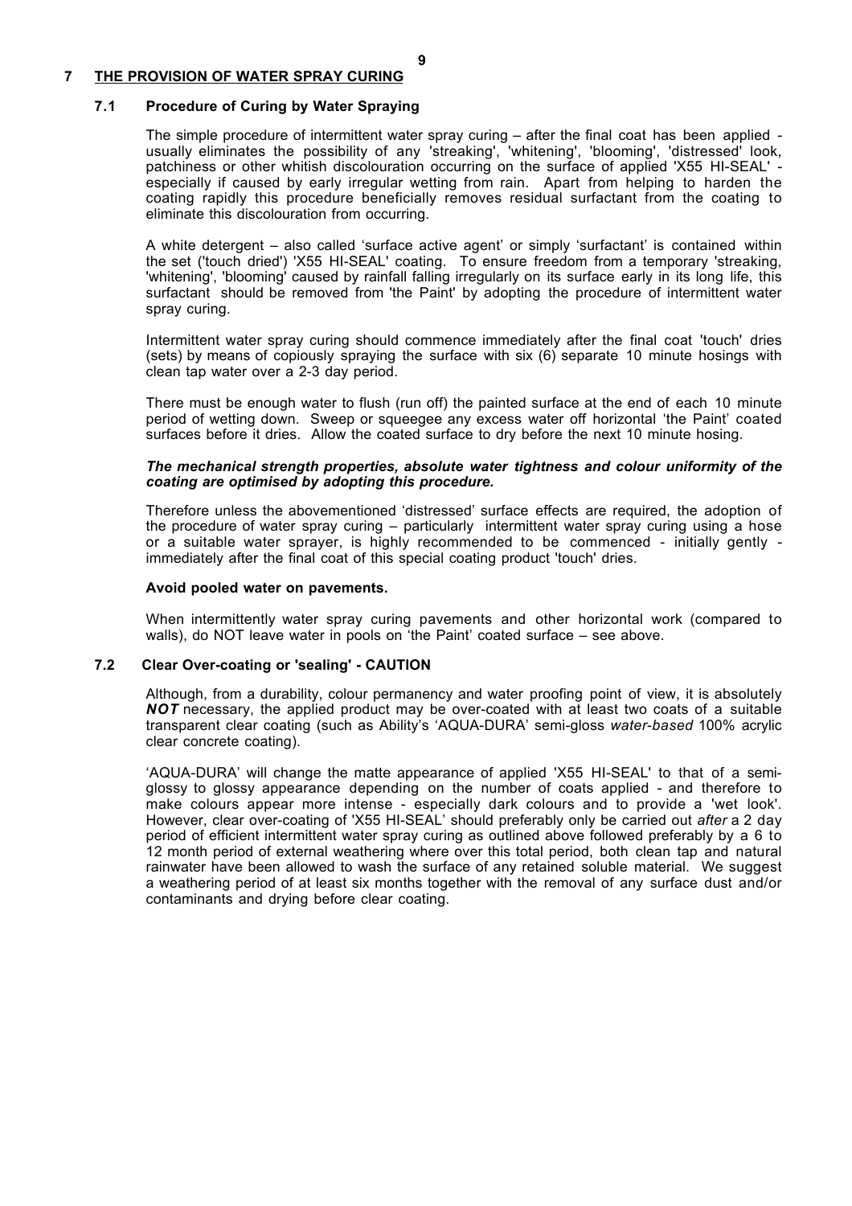## 7 THE PROVISION OF WATER SPRAY CURING

### 7.1 Procedure of Curing by Water Spraying

The simple procedure of intermittent water spray curing – after the final coat has been applied - usually eliminates the possibility of any 'streaking', 'whitening', 'blooming', 'distressed' look, patchiness or other whitish discolouration occurring on the surface of applied 'X55 HI-SEAL' - especially if caused by early irregular wetting from rain. Apart from helping to harden the coating rapidly this procedure beneficially removes residual surfactant from the coating to eliminate this discolouration from occurring.

A white detergent – also called 'surface active agent' or simply 'surfactant' is contained within the set ('touch dried') 'X55 HI-SEAL' coating. To ensure freedom from a temporary 'streaking, 'whitening', 'blooming' caused by rainfall falling irregularly on its surface early in its long life, this surfactant should be removed from 'the Paint' by adopting the procedure of intermittent water spray curing.

Intermittent water spray curing should commence immediately after the final coat 'touch' dries (sets) by means of copiously spraying the surface with six (6) separate 10 minute hosings with clean tap water over a 2-3 day period.

There must be enough water to flush (run off) the painted surface at the end of each 10 minute period of wetting down. Sweep or squeegee any excess water off horizontal 'the Paint' coated surfaces before it dries. Allow the coated surface to dry before the next 10 minute hosing.

***The mechanical strength properties, absolute water tightness and colour uniformity of the coating are optimised by adopting this procedure.***

Therefore unless the abovementioned 'distressed' surface effects are required, the adoption of the procedure of water spray curing – particularly intermittent water spray curing using a hose or a suitable water sprayer, is highly recommended to be commenced - initially gently - immediately after the final coat of this special coating product 'touch' dries.

**Avoid pooled water on pavements.**

When intermittently water spray curing pavements and other horizontal work (compared to walls), do NOT leave water in pools on 'the Paint' coated surface – see above.

### 7.2 Clear Over-coating or 'sealing' - CAUTION

Although, from a durability, colour permanency and water proofing point of view, it is absolutely ***NOT*** necessary, the applied product may be over-coated with at least two coats of a suitable transparent clear coating (such as Ability's 'AQUA-DURA' semi-gloss *water-based* 100% acrylic clear concrete coating).

'AQUA-DURA' will change the matte appearance of applied 'X55 HI-SEAL' to that of a semi-glossy to glossy appearance depending on the number of coats applied - and therefore to make colours appear more intense - especially dark colours and to provide a 'wet look'. However, clear over-coating of 'X55 HI-SEAL' should preferably only be carried out *after* a 2 day period of efficient intermittent water spray curing as outlined above followed preferably by a 6 to 12 month period of external weathering where over this total period, both clean tap and natural rainwater have been allowed to wash the surface of any retained soluble material. We suggest a weathering period of at least six months together with the removal of any surface dust and/or contaminants and drying before clear coating.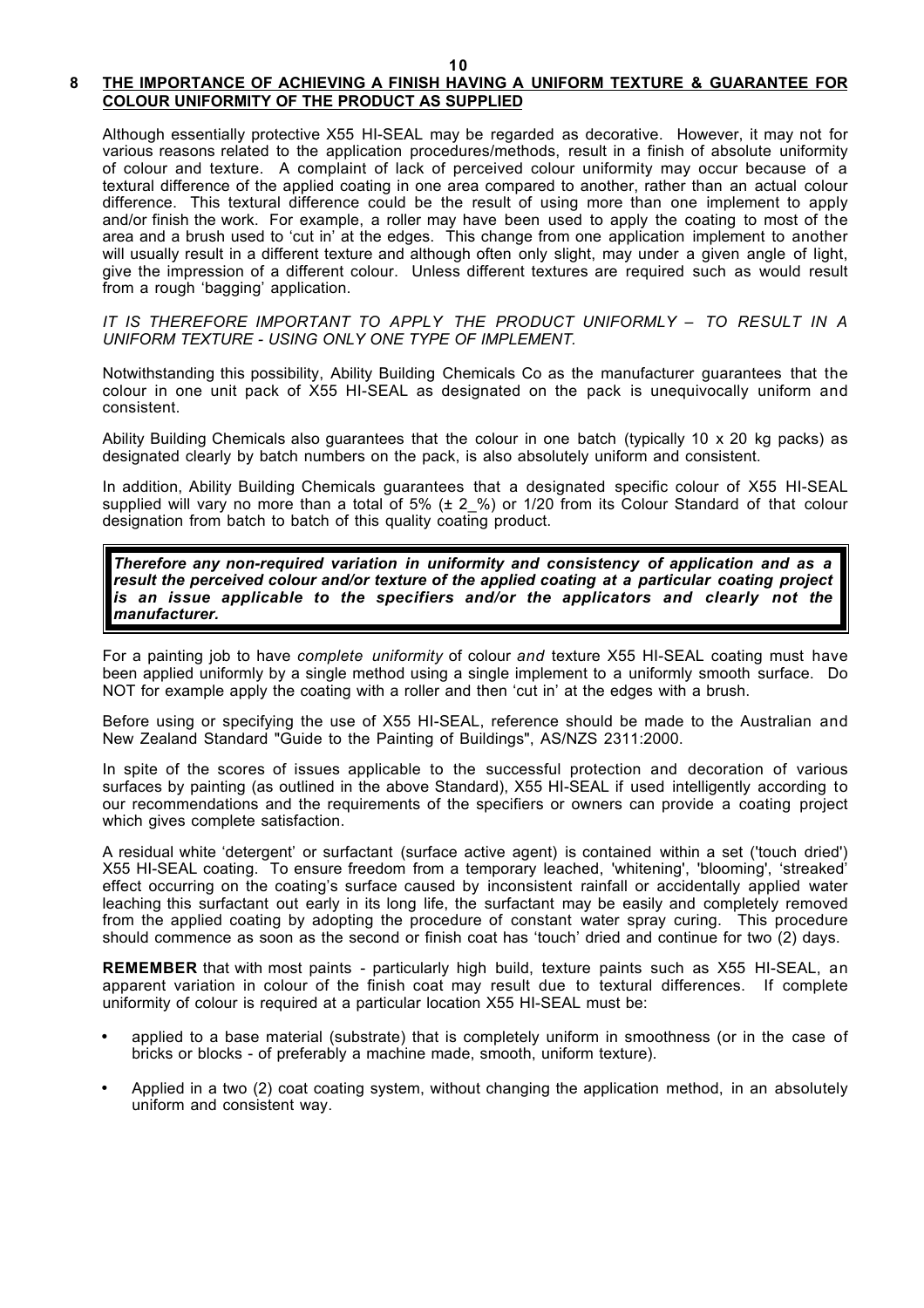## 8 THE IMPORTANCE OF ACHIEVING A FINISH HAVING A UNIFORM TEXTURE & GUARANTEE FOR COLOUR UNIFORMITY OF THE PRODUCT AS SUPPLIED

Although essentially protective X55 HI-SEAL may be regarded as decorative. However, it may not for various reasons related to the application procedures/methods, result in a finish of absolute uniformity of colour and texture. A complaint of lack of perceived colour uniformity may occur because of a textural difference of the applied coating in one area compared to another, rather than an actual colour difference. This textural difference could be the result of using more than one implement to apply and/or finish the work. For example, a roller may have been used to apply the coating to most of the area and a brush used to 'cut in' at the edges. This change from one application implement to another will usually result in a different texture and although often only slight, may under a given angle of light, give the impression of a different colour. Unless different textures are required such as would result from a rough 'bagging' application.

*IT IS THEREFORE IMPORTANT TO APPLY THE PRODUCT UNIFORMLY – TO RESULT IN A UNIFORM TEXTURE - USING ONLY ONE TYPE OF IMPLEMENT.*

Notwithstanding this possibility, Ability Building Chemicals Co as the manufacturer guarantees that the colour in one unit pack of X55 HI-SEAL as designated on the pack is unequivocally uniform and consistent.

Ability Building Chemicals also guarantees that the colour in one batch (typically 10 x 20 kg packs) as designated clearly by batch numbers on the pack, is also absolutely uniform and consistent.

In addition, Ability Building Chemicals guarantees that a designated specific colour of X55 HI-SEAL supplied will vary no more than a total of 5% (± 2_%) or 1/20 from its Colour Standard of that colour designation from batch to batch of this quality coating product.

***Therefore any non-required variation in uniformity and consistency of application and as a result the perceived colour and/or texture of the applied coating at a particular coating project is an issue applicable to the specifiers and/or the applicators and clearly not the manufacturer.***

For a painting job to have *complete uniformity* of colour *and* texture X55 HI-SEAL coating must have been applied uniformly by a single method using a single implement to a uniformly smooth surface. Do NOT for example apply the coating with a roller and then 'cut in' at the edges with a brush.

Before using or specifying the use of X55 HI-SEAL, reference should be made to the Australian and New Zealand Standard "Guide to the Painting of Buildings", AS/NZS 2311:2000.

In spite of the scores of issues applicable to the successful protection and decoration of various surfaces by painting (as outlined in the above Standard), X55 HI-SEAL if used intelligently according to our recommendations and the requirements of the specifiers or owners can provide a coating project which gives complete satisfaction.

A residual white 'detergent' or surfactant (surface active agent) is contained within a set ('touch dried') X55 HI-SEAL coating. To ensure freedom from a temporary leached, 'whitening', 'blooming', 'streaked' effect occurring on the coating's surface caused by inconsistent rainfall or accidentally applied water leaching this surfactant out early in its long life, the surfactant may be easily and completely removed from the applied coating by adopting the procedure of constant water spray curing. This procedure should commence as soon as the second or finish coat has 'touch' dried and continue for two (2) days.

**REMEMBER** that with most paints - particularly high build, texture paints such as X55 HI-SEAL, an apparent variation in colour of the finish coat may result due to textural differences. If complete uniformity of colour is required at a particular location X55 HI-SEAL must be:

- applied to a base material (substrate) that is completely uniform in smoothness (or in the case of bricks or blocks - of preferably a machine made, smooth, uniform texture).
- Applied in a two (2) coat coating system, without changing the application method, in an absolutely uniform and consistent way.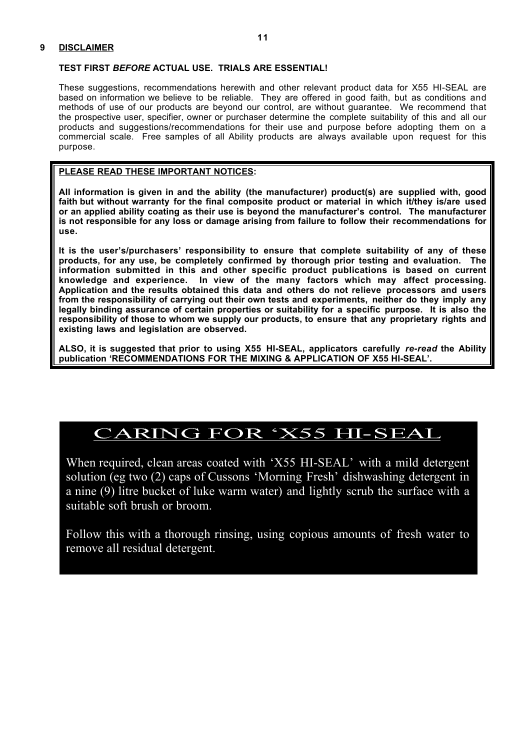## 9 DISCLAIMER

**TEST FIRST *BEFORE* ACTUAL USE. TRIALS ARE ESSENTIAL!**

These suggestions, recommendations herewith and other relevant product data for X55 HI-SEAL are based on information we believe to be reliable. They are offered in good faith, but as conditions and methods of use of our products are beyond our control, are without guarantee. We recommend that the prospective user, specifier, owner or purchaser determine the complete suitability of this and all our products and suggestions/recommendations for their use and purpose before adopting them on a commercial scale. Free samples of all Ability products are always available upon request for this purpose.

**PLEASE READ THESE IMPORTANT NOTICES:**

**All information is given in and the ability (the manufacturer) product(s) are supplied with, good faith but without warranty for the final composite product or material in which it/they is/are used or an applied ability coating as their use is beyond the manufacturer's control. The manufacturer is not responsible for any loss or damage arising from failure to follow their recommendations for use.**

**It is the user's/purchasers' responsibility to ensure that complete suitability of any of these products, for any use, be completely confirmed by thorough prior testing and evaluation. The information submitted in this and other specific product publications is based on current knowledge and experience. In view of the many factors which may affect processing. Application and the results obtained this data and others do not relieve processors and users from the responsibility of carrying out their own tests and experiments, neither do they imply any legally binding assurance of certain properties or suitability for a specific purpose. It is also the responsibility of those to whom we supply our products, to ensure that any proprietary rights and existing laws and legislation are observed.**

**ALSO, it is suggested that prior to using X55 HI-SEAL, applicators carefully *re-read* the Ability publication 'RECOMMENDATIONS FOR THE MIXING & APPLICATION OF X55 HI-SEAL'.**

## CARING FOR 'X55 HI-SEAL

When required, clean areas coated with 'X55 HI-SEAL' with a mild detergent solution (eg two (2) caps of Cussons 'Morning Fresh' dishwashing detergent in a nine (9) litre bucket of luke warm water) and lightly scrub the surface with a suitable soft brush or broom.

Follow this with a thorough rinsing, using copious amounts of fresh water to remove all residual detergent.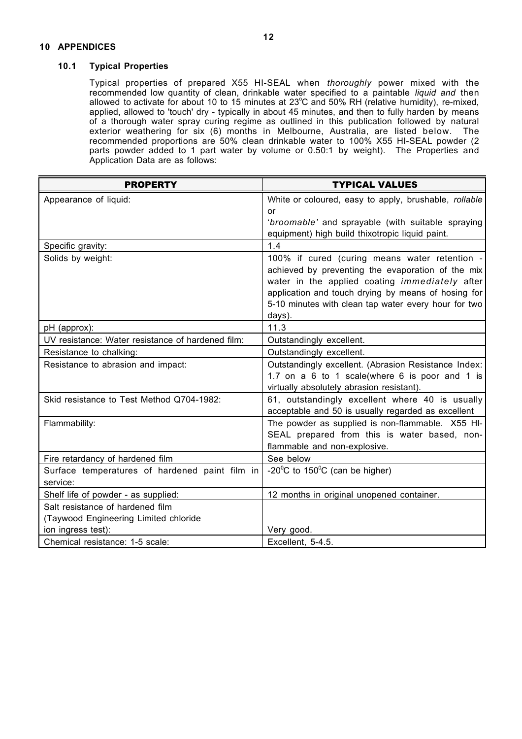## 10 APPENDICES

### 10.1 Typical Properties

Typical properties of prepared X55 HI-SEAL when *thoroughly* power mixed with the recommended low quantity of clean, drinkable water specified to a paintable *liquid and* then allowed to activate for about 10 to 15 minutes at 23°C and 50% RH (relative humidity), re-mixed, applied, allowed to 'touch' dry - typically in about 45 minutes, and then to fully harden by means of a thorough water spray curing regime as outlined in this publication followed by natural exterior weathering for six (6) months in Melbourne, Australia, are listed below. The recommended proportions are 50% clean drinkable water to 100% X55 HI-SEAL powder (2 parts powder added to 1 part water by volume or 0.50:1 by weight). The Properties and Application Data are as follows:

| PROPERTY | TYPICAL VALUES |
|---|---|
| Appearance of liquid: | White or coloured, easy to apply, brushable, *rollable* or '*broomable'* and sprayable (with suitable spraying equipment) high build thixotropic liquid paint. |
| Specific gravity: | 1.4 |
| Solids by weight: | 100% if cured (curing means water retention - achieved by preventing the evaporation of the mix water in the applied coating *immediately* after application and touch drying by means of hosing for 5-10 minutes with clean tap water every hour for two days). |
| pH (approx): | 11.3 |
| UV resistance: Water resistance of hardened film: | Outstandingly excellent. |
| Resistance to chalking: | Outstandingly excellent. |
| Resistance to abrasion and impact: | Outstandingly excellent. (Abrasion Resistance Index: 1.7 on a 6 to 1 scale(where 6 is poor and 1 is virtually absolutely abrasion resistant). |
| Skid resistance to Test Method Q704-1982: | 61, outstandingly excellent where 40 is usually acceptable and 50 is usually regarded as excellent |
| Flammability: | The powder as supplied is non-flammable. X55 HI-SEAL prepared from this is water based, non-flammable and non-explosive. |
| Fire retardancy of hardened film | See below |
| Surface temperatures of hardened paint film in service: | -20°C to 150°C (can be higher) |
| Shelf life of powder - as supplied: | 12 months in original unopened container. |
| Salt resistance of hardened film (Taywood Engineering Limited chloride ion ingress test): | Very good. |
| Chemical resistance: 1-5 scale: | Excellent, 5-4.5. |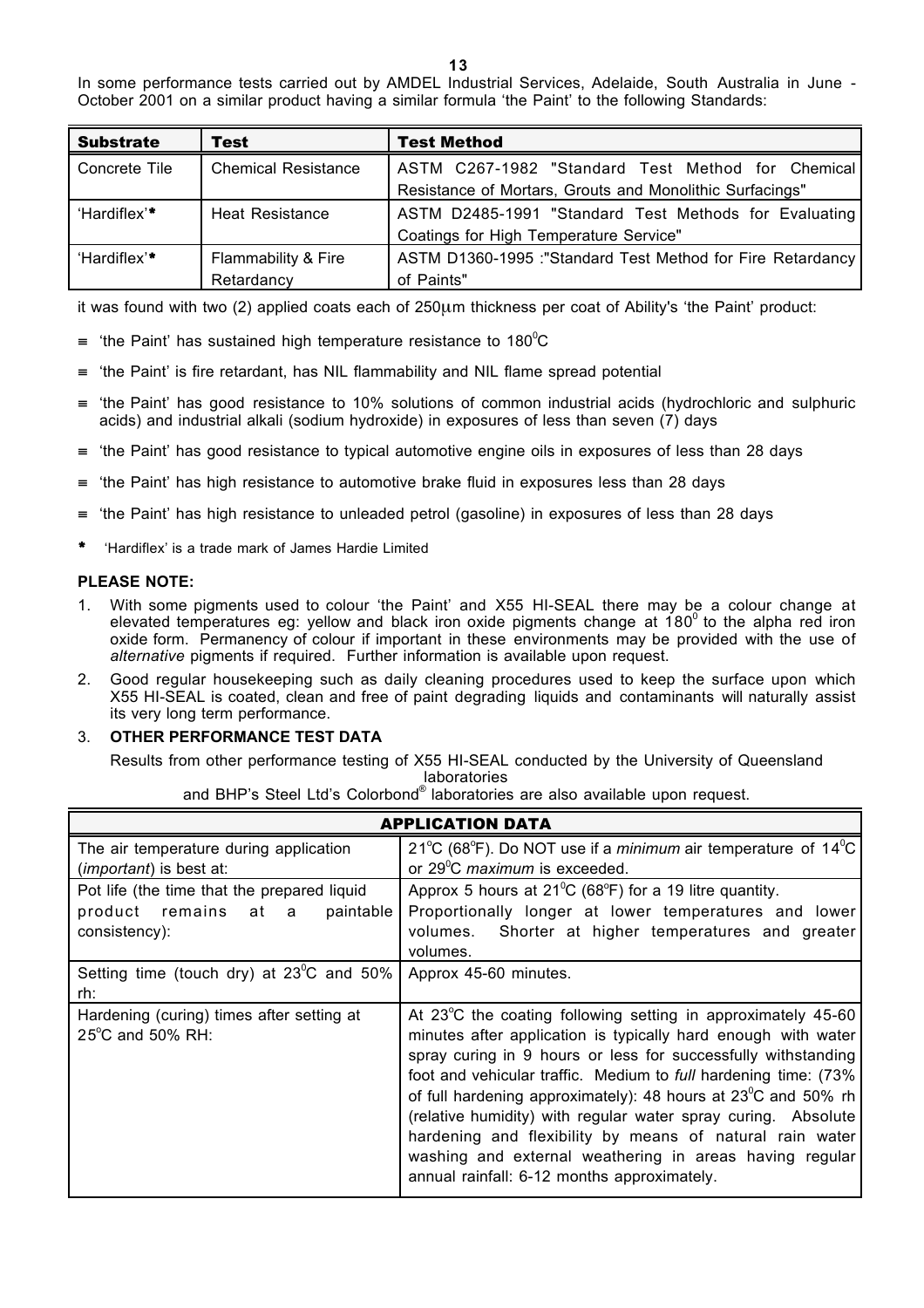In some performance tests carried out by AMDEL Industrial Services, Adelaide, South Australia in June - October 2001 on a similar product having a similar formula 'the Paint' to the following Standards:

| Substrate | Test | Test Method |
|---|---|---|
| Concrete Tile | Chemical Resistance | ASTM C267-1982 "Standard Test Method for Chemical Resistance of Mortars, Grouts and Monolithic Surfacings" |
| 'Hardiflex'* | Heat Resistance | ASTM D2485-1991 "Standard Test Methods for Evaluating Coatings for High Temperature Service" |
| 'Hardiflex'* | Flammability & Fire Retardancy | ASTM D1360-1995 :"Standard Test Method for Fire Retardancy of Paints" |

it was found with two (2) applied coats each of 250μm thickness per coat of Ability's 'the Paint' product:

- 'the Paint' has sustained high temperature resistance to 180$^0$C
- 'the Paint' is fire retardant, has NIL flammability and NIL flame spread potential
- 'the Paint' has good resistance to 10% solutions of common industrial acids (hydrochloric and sulphuric acids) and industrial alkali (sodium hydroxide) in exposures of less than seven (7) days
- 'the Paint' has good resistance to typical automotive engine oils in exposures of less than 28 days
- 'the Paint' has high resistance to automotive brake fluid in exposures less than 28 days
- 'the Paint' has high resistance to unleaded petrol (gasoline) in exposures of less than 28 days

\* 'Hardiflex' is a trade mark of James Hardie Limited

**PLEASE NOTE:**

1. With some pigments used to colour 'the Paint' and X55 HI-SEAL there may be a colour change at elevated temperatures eg: yellow and black iron oxide pigments change at 180$^0$ to the alpha red iron oxide form. Permanency of colour if important in these environments may be provided with the use of *alternative* pigments if required. Further information is available upon request.
2. Good regular housekeeping such as daily cleaning procedures used to keep the surface upon which X55 HI-SEAL is coated, clean and free of paint degrading liquids and contaminants will naturally assist its very long term performance.
3. **OTHER PERFORMANCE TEST DATA**

   Results from other performance testing of X55 HI-SEAL conducted by the University of Queensland laboratories and BHP's Steel Ltd's Colorbond® laboratories are also available upon request.

| APPLICATION DATA | |
|---|---|
| The air temperature during application (*important*) is best at: | 21°C (68°F). Do NOT use if a *minimum* air temperature of 14$^0$C or 29$^0$C *maximum* is exceeded. |
| Pot life (the time that the prepared liquid product remains at a paintable consistency): | Approx 5 hours at 21$^0$C (68°F) for a 19 litre quantity. Proportionally longer at lower temperatures and lower volumes. Shorter at higher temperatures and greater volumes. |
| Setting time (touch dry) at 23$^0$C and 50% rh: | Approx 45-60 minutes. |
| Hardening (curing) times after setting at 25°C and 50% RH: | At 23°C the coating following setting in approximately 45-60 minutes after application is typically hard enough with water spray curing in 9 hours or less for successfully withstanding foot and vehicular traffic. Medium to *full* hardening time: (73% of full hardening approximately): 48 hours at 23$^0$C and 50% rh (relative humidity) with regular water spray curing. Absolute hardening and flexibility by means of natural rain water washing and external weathering in areas having regular annual rainfall: 6-12 months approximately. |